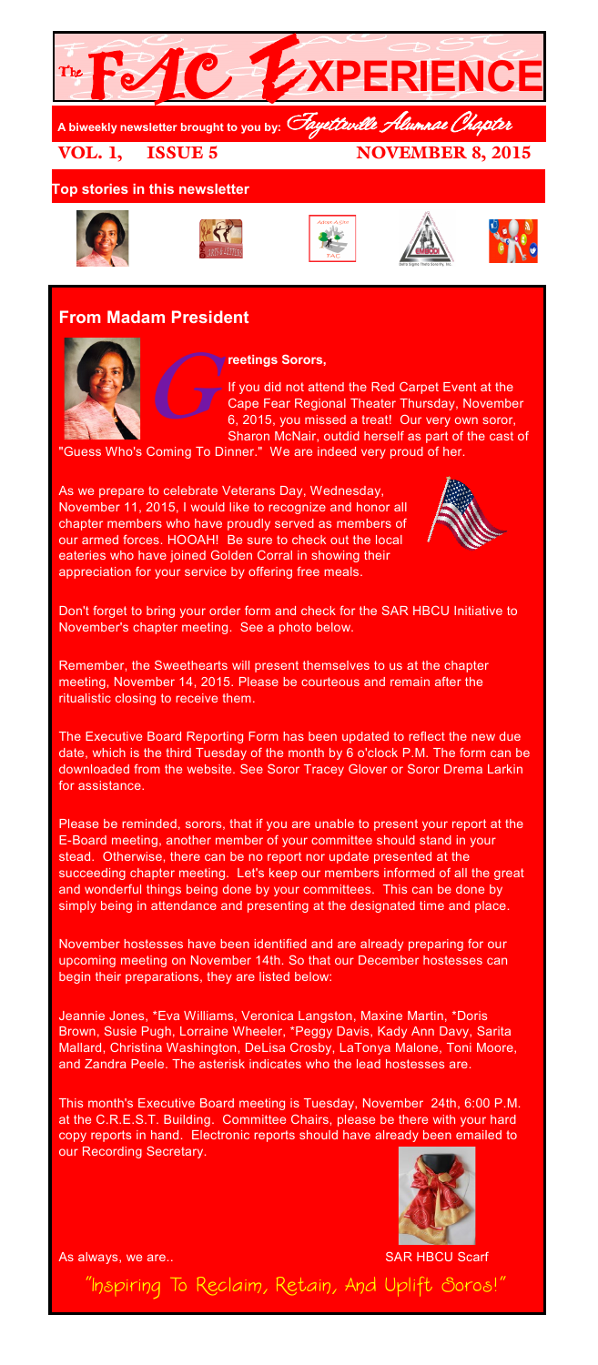# The FAC EXPERIENCE

A biweekly newsletter brought to you by: *Fayetteville Alumnae Chapter*

**VOL. 1, ISSUE 5 NOVEMBER 8, 2015**

**Top stories in this newsletter**

## From Madam President

**Greetings Sorors,**

If you did not attend the Red Carpet Event at the Cape Fear Regional Theater Thursday, November 6, 2015, you missed a treat! Our very own soror, Sharon McNair, outdid herself as part of the cast of "Guess Who's Coming To Dinner." We are indeed very proud of her.

As we prepare to celebrate Veterans Day, Wednesday, November 11, 2015, I would like to recognize and honor all chapter members who have proudly served as members of our armed forces. HOOAH! Be sure to check out the local eateries who have joined Golden Corral in showing their appreciation for your service by offering free meals.

Don't forget to bring your order form and check for the SAR HBCU Initiative to November's chapter meeting. See a photo below.

Remember, the Sweethearts will present themselves to us at the chapter meeting, November 14, 2015. Please be courteous and remain after the ritualistic closing to receive them.

The Executive Board Reporting Form has been updated to reflect the new due date, which is the third Tuesday of the month by 6 o'clock P.M. The form can be downloaded from the website. See Soror Tracey Glover or Soror Drema Larkin for assistance.

Please be reminded, sorors, that if you are unable to present your report at the E-Board meeting, another member of your committee should stand in your stead. Otherwise, there can be no report nor update presented at the succeeding chapter meeting. Let's keep our members informed of all the great and wonderful things being done by your committees. This can be done by simply being in attendance and presenting at the designated time and place.

November hostesses have been identified and are already preparing for our upcoming meeting on November 14th. So that our December hostesses can begin their preparations, they are listed below:

Jeannie Jones, *Eva Williams, Veronica Langston, Maxine Martin, *Doris Brown, Susie Pugh, Lorraine Wheeler, *Peggy Davis, Kady Ann Davy, Sarita Mallard, Christina Washington, DeLisa Crosby, LaTonya Malone, Toni Moore, and Zandra Peele. The asterisk indicates who the lead hostesses are.

This month's Executive Board meeting is Tuesday, November 24th, 6:00 P.M. at the C.R.E.S.T. Building. Committee Chairs, please be there with your hard copy reports in hand. Electronic reports should have already been emailed to our Recording Secretary.

As always, we are..

SAR HBCU Scarf

*"Inspiring To Reclaim, Retain, And Uplift Soros!"*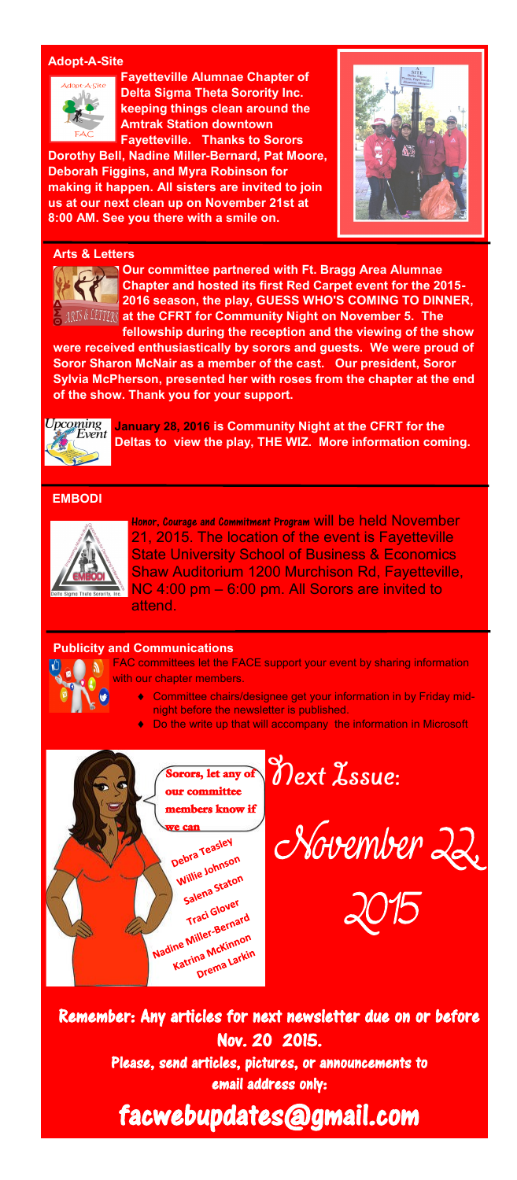## Adopt-A-Site

**Fayetteville Alumnae Chapter of Delta Sigma Theta Sorority Inc. keeping things clean around the Amtrak Station downtown Fayetteville. Thanks to Sorors Dorothy Bell, Nadine Miller-Bernard, Pat Moore, Deborah Figgins, and Myra Robinson for making it happen. All sisters are invited to join us at our next clean up on November 21st at 8:00 AM. See you there with a smile on.**

## Arts & Letters

**Our committee partnered with Ft. Bragg Area Alumnae Chapter and hosted its first Red Carpet event for the 2015-2016 season, the play, GUESS WHO'S COMING TO DINNER, at the CFRT for Community Night on November 5. The fellowship during the reception and the viewing of the show were received enthusiastically by sorors and guests. We were proud of Soror Sharon McNair as a member of the cast. Our president, Soror Sylvia McPherson, presented her with roses from the chapter at the end of the show. Thank you for your support.**

*Upcoming Event*

**January 28, 2016 is Community Night at the CFRT for the Deltas to view the play, THE WIZ. More information coming.**

## EMBODI

**Honor, Courage and Commitment Program** will be held November 21, 2015. The location of the event is Fayetteville State University School of Business & Economics Shaw Auditorium 1200 Murchison Rd, Fayetteville, NC 4:00 pm – 6:00 pm. All Sorors are invited to attend.

## Publicity and Communications

FAC committees let the FACE support your event by sharing information with our chapter members.

- Committee chairs/designee get your information in by Friday midnight before the newsletter is published.
- Do the write up that will accompany the information in Microsoft

**Sorors, let any of our committee members know if we can**

Debra Teasley
Willie Johnson
Salena Staton
Traci Glover
Nadine Miller-Bernard
Katrina McKinnon
Drema Larkin

# Next Issue:

# November 22, 2015

**Remember: Any articles for next newsletter due on or before Nov. 20 2015.**

**Please, send articles, pictures, or announcements to email address only:**

# facwebupdates@gmail.com